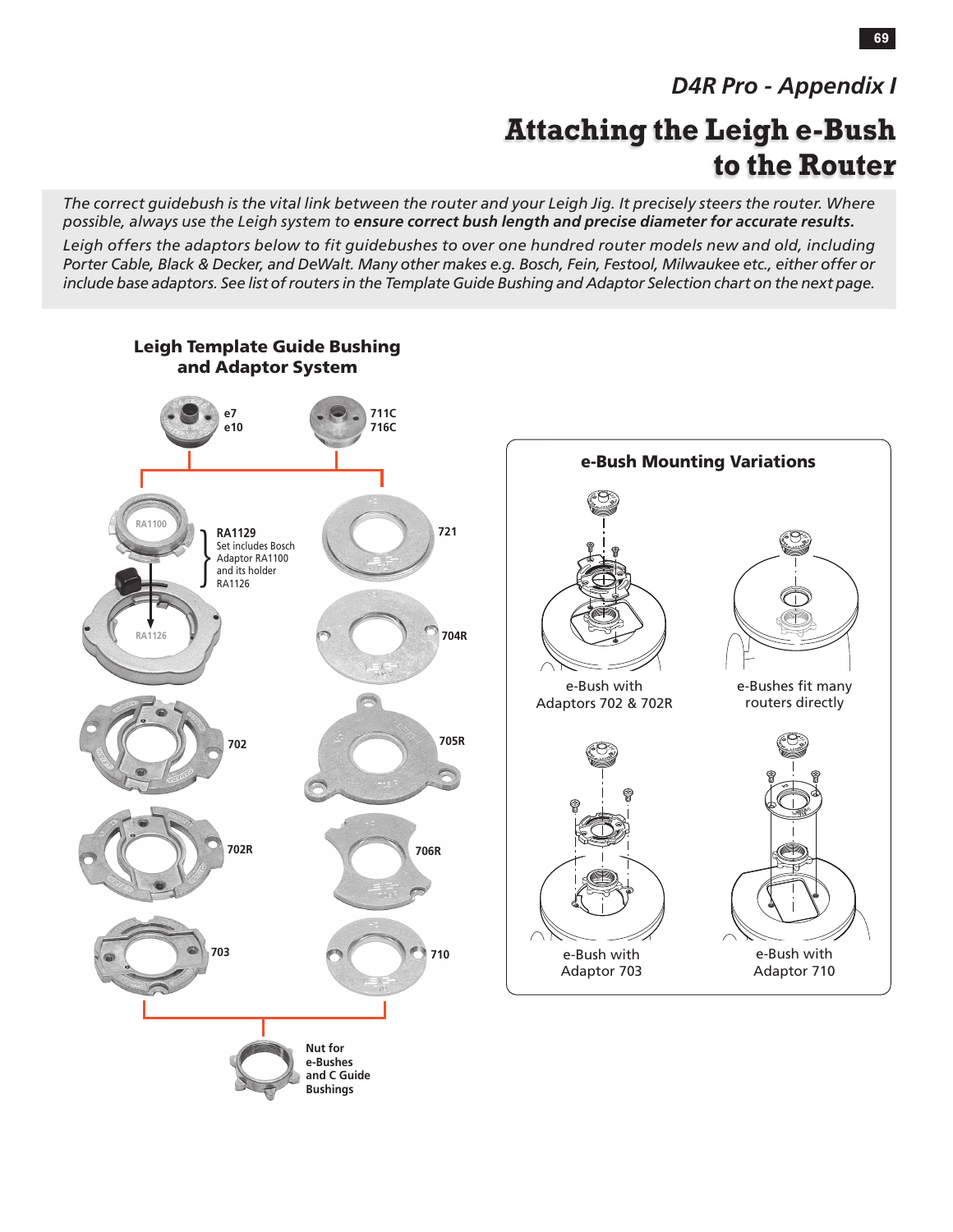*D4R Pro - Appendix I*

# Attaching the Leigh e-Bush to the Router

*The correct guidebush is the vital link between the router and your Leigh Jig. It precisely steers the router. Where possible, always use the Leigh system to* ***ensure correct bush length and precise diameter for accurate results.***

*Leigh offers the adaptors below to fit guidebushes to over one hundred router models new and old, including Porter Cable, Black & Decker, and DeWalt. Many other makes e.g. Bosch, Fein, Festool, Milwaukee etc., either offer or include base adaptors. See list of routers in the Template Guide Bushing and Adaptor Selection chart on the next page.*

## Leigh Template Guide Bushing and Adaptor System

e7
e10

711C
716C

RA1100

**RA1129**
Set includes Bosch Adaptor RA1100 and its holder RA1126

RA1126

721

704R

702

705R

702R

706R

703

710

**Nut for e-Bushes and C Guide Bushings**

## e-Bush Mounting Variations

e-Bush with Adaptors 702 & 702R

e-Bushes fit many routers directly

e-Bush with Adaptor 703

e-Bush with Adaptor 710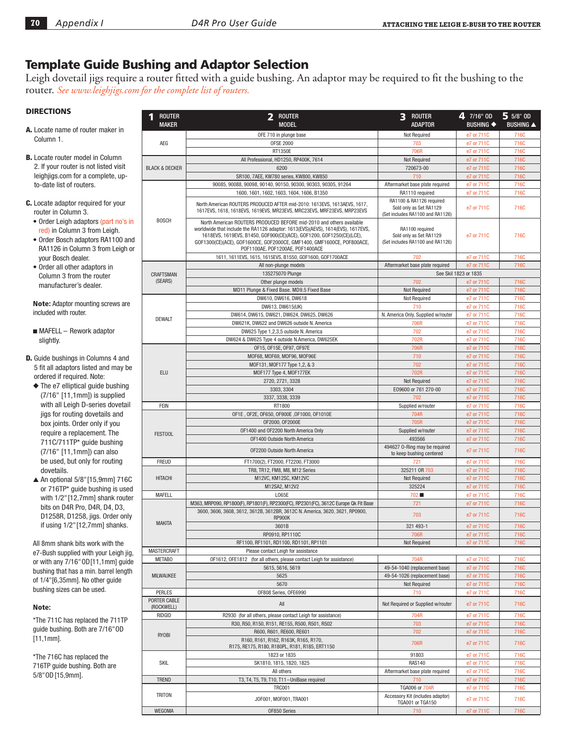## Template Guide Bushing and Adaptor Selection

Leigh dovetail jigs require a router fitted with a guide bushing. An adaptor may be required to fit the bushing to the router. *See www.leighjigs.com for the complete list of routers.*

### DIRECTIONS

**A.** Locate name of router maker in Column 1.

**B.** Locate router model in Column 2. If your router is not listed visit leighjigs.com for a complete, up-to-date list of routers.

**C.** Locate adaptor required for your router in Column 3.

- Order Leigh adaptors (part no's in red) in Column 3 from Leigh.
- Order Bosch adaptors RA1100 and RA1126 in Column 3 from Leigh or your Bosch dealer.
- Order all other adaptors in Column 3 from the router manufacturer's dealer.

**Note:** Adaptor mounting screws are included with router.

■ MAFELL – Rework adaptor slightly.

**D.** Guide bushings in Columns 4 and 5 fit all adaptors listed and may be ordered if required. Note:

- ◆ The e7 elliptical guide bushing (7/16" [11,1mm]) is supplied with all Leigh D-series dovetail jigs for routing dovetails and box joints. Order only if you require a replacement. The 711C/711TP* guide bushing (7/16" [11,1mm]) can also be used, but only for routing dovetails.
- ▲ An optional 5/8"[15,9mm] 716C or 716TP* guide bushing is used with 1/2"[12,7mm] shank router bits on D4R Pro, D4R, D4, D3, D1258R, D1258, jigs. Order only if using 1/2"[12,7mm] shanks.

All 8mm shank bits work with the e7-Bush supplied with your Leigh jig, or with any 7/16"OD[11,1mm] guide bushing that has a min. barrel length of 1/4"[6,35mm]. No other guide bushing sizes can be used.

**Note:**

*The 711C has replaced the 711TP guide bushing. Both are 7/16"OD [11,1mm].

*The 716C has replaced the 716TP guide bushing. Both are 5/8"OD [15,9mm].

| 1 ROUTER MAKER | 2 ROUTER MODEL | 3 ROUTER ADAPTOR | 4 7/16" OD BUSHING ◆ | 5 5/8" OD BUSHING ▲ |
|---|---|---|---|---|
| AEG | OFE 710 in plunge base | Not Required | e7 or 711C | 716C |
| | OFSE 2000 | 703 | e7 or 711C | 716C |
| | RT1350E | 706R | e7 or 711C | 716C |
| BLACK & DECKER | All Professional, HD1250, RP400K, 7614 | Not Required | e7 or 711C | 716C |
| | 6200 | 720673-00 | e7 or 711C | 716C |
| | SR100, 7AEE, KW780 series, KW800, KW850 | 710 | e7 or 711C | 716C |
| BOSCH | 90085, 90088, 90098, 90140, 90150, 90300, 90303, 90305, 91264 | Aftermarket base plate required | e7 or 711C | 716C |
| | 1600, 1601, 1602, 1603, 1604, 1606, B1350 | RA1110 required | e7 or 711C | 716C |
| | North American ROUTERS PRODUCED AFTER mid-2010: 1613EVS, 1613AEVS, 1617, 1617EVS, 1618, 1618EVS, 1619EVS, MR23EVS, MRC23EVS, MRF23EVS, MRP23EVS | RA1100 & RA1126 required Sold only as Set RA1129 (Set includes RA1100 and RA1126) | e7 or 711C | 716C |
| | North American ROUTERS PRODUCED BEFORE mid-2010 and others available worldwide that include the RA1126 adaptor: 1613(EVS)(AEVS), 1614(EVS), 1617EVS, 1618EVS, 1619EVS, B1450, GOF900(CE)(ACE), GOF1200, GOF1250(CE)(LCE), GOF1300(CE)(ACE), GOF1600CE, GOF2000CE, GMF1400, GMF1600CE, POF800ACE, POF1100AE, POF1200AE, POF1400ACE | RA1100 required Sold only as Set RA1129 (Set includes RA1100 and RA1126) | e7 or 711C | 716C |
| | 1611, 1611EVS, 1615, 1615EVS, B1550, GOF1600, GOF1700ACE | 702 | e7 or 711C | 716C |
| CRAFTSMAN (SEARS) | All non-plunge models | Aftermarket base plate required | e7 or 711C | 716C |
| | 135275070 Plunge | See Skil 1823 or 1835 | | |
| | Other plunge models | 702 | e7 or 711C | 716C |
| | MD11 Plunge & Fixed Base. MD9.5 Fixed Base | Not Required | e7 or 711C | 716C |
| DEWALT | DW610, DW616, DW618 | Not Required | e7 or 711C | 716C |
| | DW613, DW615(UK) | 710 | e7 or 711C | 716C |
| | DW614, DW615, DW621, DW624, DW625, DW626 | N. America Only, Supplied w/router | e7 or 711C | 716C |
| | DW621K, DW622 and DW626 outside N. America | 706R | e7 or 711C | 716C |
| | DW625 Type 1,2,3,5 outside N. America | 702 | e7 or 711C | 716C |
| | DW624 & DW625 Type 4 outside N.America, DW625EK | 702R | e7 or 711C | 716C |
| ELU | OF15, OF15E, OF97, OF97E | 706R | e7 or 711C | 716C |
| | MOF68, MOF69, MOF96, MOF96E | 710 | e7 or 711C | 716C |
| | MOF131, MOF177 Type 1,2, & 3 | 702 | e7 or 711C | 716C |
| | MOF177 Type 4, MOF177EK | 702R | e7 or 711C | 716C |
| | 2720, 2721, 3328 | Not Required | e7 or 711C | 716C |
| | 3303, 3304 | E09600 or 761 270-00 | e7 or 711C | 716C |
| | 3337, 3338, 3339 | 702 | e7 or 711C | 716C |
| FEIN | RT1800 | Supplied w/router | e7 or 711C | 716C |
| FESTOOL | OF1E , OF2E, OF650, OF900E ,OF1000, OF1010E | 704R | e7 or 711C | 716C |
| | OF2000, OF2000E | 705R | e7 or 711C | 716C |
| | OF1400 and OF2200 North America Only | Supplied w/router | e7 or 711C | 716C |
| | OF1400 Outside North America | 493566 | e7 or 711C | 716C |
| | OF2200 Outside North America | 494627 O-Ring may be required to keep bushing centered | e7 or 711C | 716C |
| FREUD | FT1700(2), FT2000, FT2200, FT3000 | 721 | e7 or 711C | 716C |
| HITACHI | TR8, TR12, FM8, M8, M12 Series | 325211 OR 703 | e7 or 711C | 716C |
| | M12VC, KM12SC, KM12VC | Not Required | e7 or 711C | 716C |
| | M12SA2, M12V2 | 325224 | e7 or 711C | 716C |
| MAFELL | L065E | 702 ■ | e7 or 711C | 716C |
| MAKITA | M363, MRP090, RP1800(F), RP1801(F), RP2300(FC), RP2301(FC), 3612C Europe Qk Fit Base | 721 | e7 or 711C | 716C |
| | 3600, 3606, 3608, 3612, 3612B, 3612BR, 3612C N. America, 3620, 3621, RP0900, RP900K | 703 | e7 or 711C | 716C |
| | 3601B | 321 493-1 | e7 or 711C | 716C |
| | RP0910, RP1110C | 706R | e7 or 711C | 716C |
| | RF1100, RF1101, RD1100, RD1101, RP1101 | Not Required | e7 or 711C | 716C |
| MASTERCRAFT | Please contact Leigh for assistance | | | |
| METABO | OF1612, OFE1812 (for all others, please contact Leigh for assistance) | 704R | e7 or 711C | 716C |
| MILWAUKEE | 5615, 5616, 5619 | 49-54-1040 (replacement base) | e7 or 711C | 716C |
| | 5625 | 49-54-1026 (replacement base) | e7 or 711C | 716C |
| | 5670 | Not Required | e7 or 711C | 716C |
| PERLES | OF808 Series, OFE6990 | 710 | e7 or 711C | 716C |
| PORTER CABLE (ROCKWELL) | All | Not Required or Supplied w/router | e7 or 711C | 716C |
| RIDGID | R2930 (for all others, please contact Leigh for assistance) | 704R | e7 or 711C | 716C |
| RYOBI | R30, R50, R150, R151, RE155, R500, R501, R502 | 703 | e7 or 711C | 716C |
| | R600, R601, RE600, RE601 | 702 | e7 or 711C | 716C |
| | R160, R161, R162, R163K, R165, R170, R175, RE175, R180, R180PL, R181, R185, ERT1150 | 706R | e7 or 711C | 716C |
| SKIL | 1823 or 1835 | 91803 | e7 or 711C | 716C |
| | SK1810, 1815, 1820, 1825 | RAS140 | e7 or 711C | 716C |
| | All others | Aftermarket base plate required | e7 or 711C | 716C |
| TREND | T3, T4, T5, T9, T10, T11–UniBase required | 710 | e7 or 711C | 716C |
| TRITON | TRC001 | TGA006 or 704R | e7 or 711C | 716C |
| | JOF001, MOF001, TRA001 | Accessory Kit (includes adaptor) TGA001 or TGA150 | e7 or 711C | 716C |
| WEGOMA | OF850 Series | 710 | e7 or 711C | 716C |